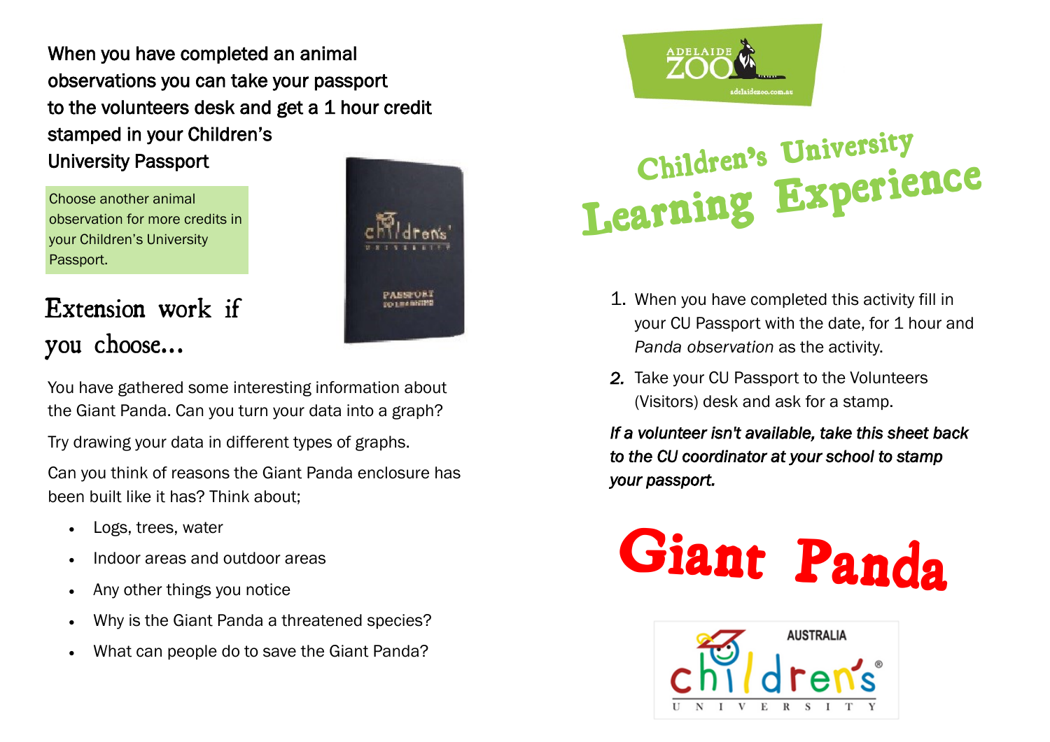When you have completed an animal observations you can take your passport to the volunteers desk and get a 1 hour credit stamped in your Children's University Passport

Choose another animal observation for more credits in your Children's University Passport.

## Extension work if you choose...

You have gathered some interesting information about the Giant Panda. Can you turn your data into a graph?

Try drawing your data in different types of graphs.

Can you think of reasons the Giant Panda enclosure has been built like it has? Think about;

- Logs, trees, water
- Indoor areas and outdoor areas
- Any other things you notice
- Why is the Giant Panda a threatened species?
- What can people do to save the Giant Panda?

ADELAIDE ZOO

adelaidezoo.com.au

# Children's University Learning Experience

1. When you have completed this activity fill in your CU Passport with the date, for 1 hour and *Panda observation* as the activity.
2. Take your CU Passport to the Volunteers (Visitors) desk and ask for a stamp.

***If a volunteer isn't available, take this sheet back to the CU coordinator at your school to stamp your passport.***

# Giant Panda

AUSTRALIA children's® UNIVERSITY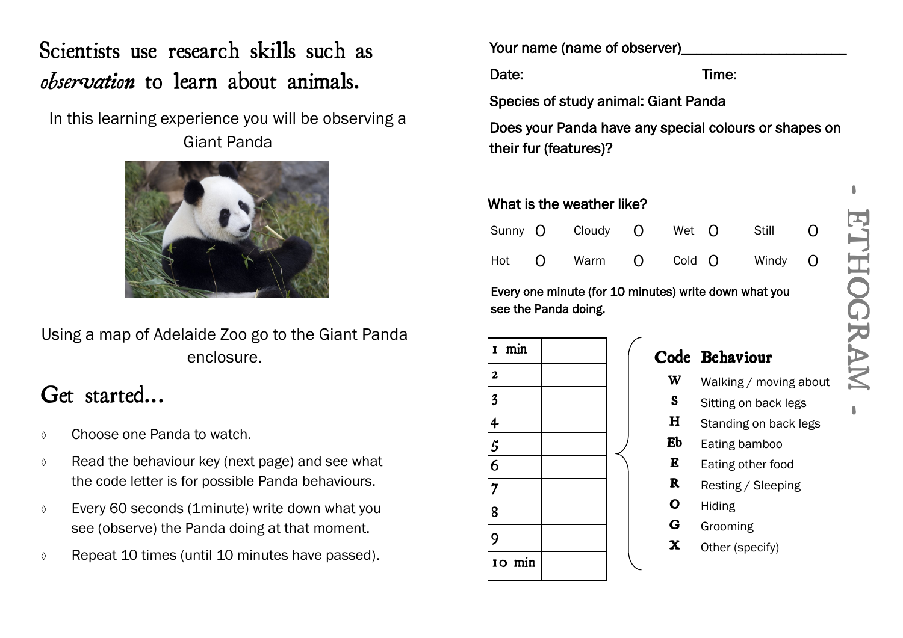# Scientists use research skills such as *observation* to learn about animals.

In this learning experience you will be observing a Giant Panda

Using a map of Adelaide Zoo go to the Giant Panda enclosure.

## Get started…

- Choose one Panda to watch.
- Read the behaviour key (next page) and see what the code letter is for possible Panda behaviours.
- Every 60 seconds (1minute) write down what you see (observe) the Panda doing at that moment.
- Repeat 10 times (until 10 minutes have passed).

## - ETHOGRAM -

Your name (name of observer)\_\_\_\_\_\_\_\_\_\_\_\_\_\_\_\_\_\_\_\_\_\_

Date: Time:

Species of study animal: Giant Panda

Does your Panda have any special colours or shapes on their fur (features)?

What is the weather like?

| | | | | | | | |
|---|---|---|---|---|---|---|---|
| Sunny | O | Cloudy | O | Wet | O | Still | O |
| Hot | O | Warm | O | Cold | O | Windy | O |

Every one minute (for 10 minutes) write down what you see the Panda doing.

| | |
|---|---|
| 1 min | |
| 2 | |
| 3 | |
| 4 | |
| 5 | |
| 6 | |
| 7 | |
| 8 | |
| 9 | |
| 10 min | |

| Code | Behaviour |
|---|---|
| W | Walking / moving about |
| S | Sitting on back legs |
| H | Standing on back legs |
| Eb | Eating bamboo |
| E | Eating other food |
| R | Resting / Sleeping |
| O | Hiding |
| G | Grooming |
| X | Other (specify) |